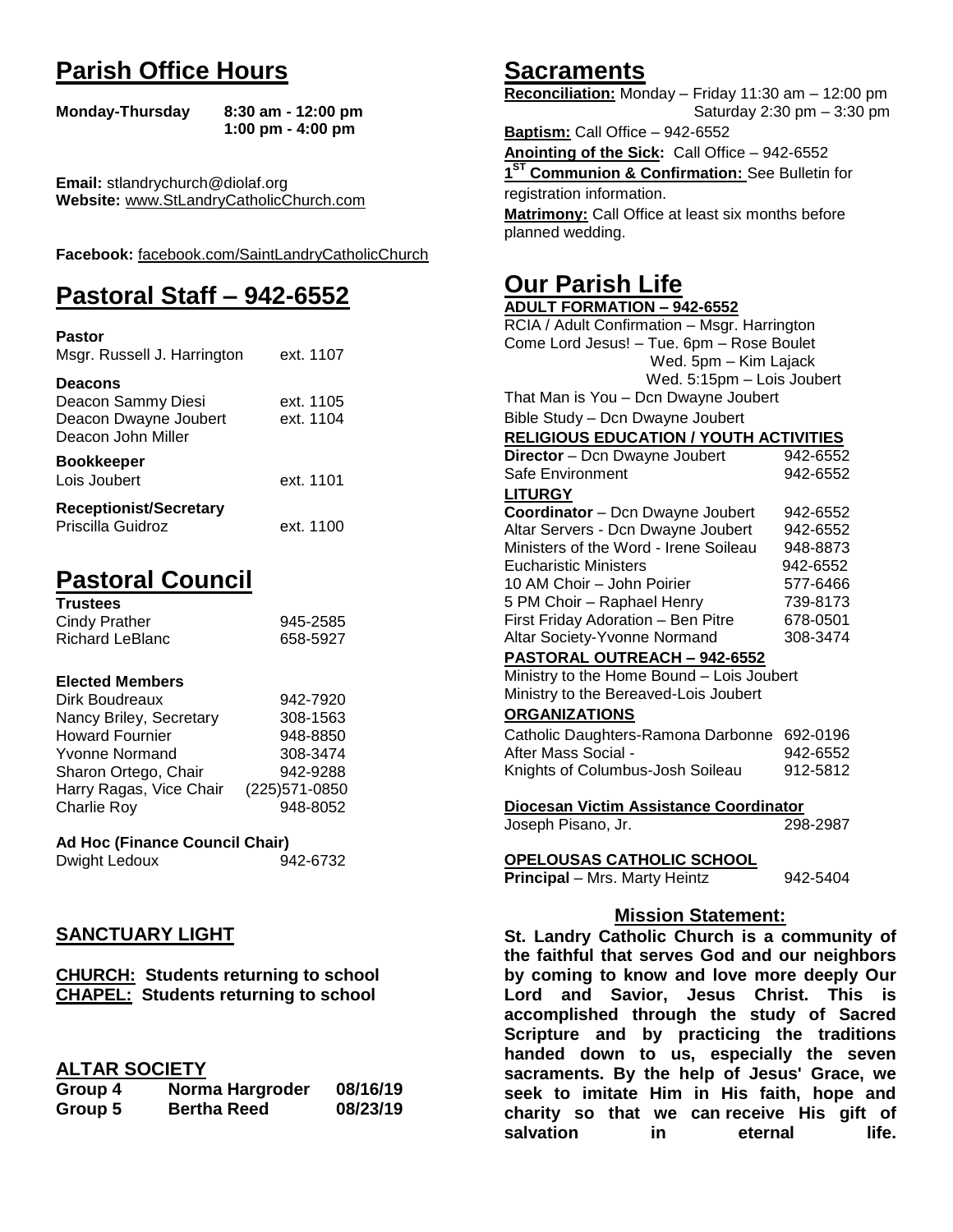# Parish Office Hours

**Monday-Thursday** **8:30 am - 12:00 pm**
**1:00 pm - 4:00 pm**

**Email:** stlandrychurch@diolaf.org
**Website:** www.StLandryCatholicChurch.com

**Facebook:** facebook.com/SaintLandryCatholicChurch

# Pastoral Staff – 942-6552

| | |
|---|---|
| **Pastor** | |
| Msgr. Russell J. Harrington | ext. 1107 |
| **Deacons** | |
| Deacon Sammy Diesi | ext. 1105 |
| Deacon Dwayne Joubert | ext. 1104 |
| Deacon John Miller | |
| **Bookkeeper** | |
| Lois Joubert | ext. 1101 |
| **Receptionist/Secretary** | |
| Priscilla Guidroz | ext. 1100 |

# Pastoral Council

| | |
|---|---|
| **Trustees** | |
| Cindy Prather | 945-2585 |
| Richard LeBlanc | 658-5927 |

**Elected Members**

| | |
|---|---|
| Dirk Boudreaux | 942-7920 |
| Nancy Briley, Secretary | 308-1563 |
| Howard Fournier | 948-8850 |
| Yvonne Normand | 308-3474 |
| Sharon Ortego, Chair | 942-9288 |
| Harry Ragas, Vice Chair | (225)571-0850 |
| Charlie Roy | 948-8052 |

**Ad Hoc (Finance Council Chair)**
Dwight Ledoux 942-6732

## SANCTUARY LIGHT

**CHURCH: Students returning to school**
**CHAPEL: Students returning to school**

## ALTAR SOCIETY

| | | |
|---|---|---|
| **Group 4** | **Norma Hargroder** | **08/16/19** |
| **Group 5** | **Bertha Reed** | **08/23/19** |

# Sacraments

**Reconciliation:** Monday – Friday 11:30 am – 12:00 pm
Saturday 2:30 pm – 3:30 pm

**Baptism:** Call Office – 942-6552

**Anointing of the Sick:** Call Office – 942-6552

**1ST Communion & Confirmation:** See Bulletin for registration information.

**Matrimony:** Call Office at least six months before planned wedding.

# Our Parish Life

**ADULT FORMATION – 942-6552**

RCIA / Adult Confirmation – Msgr. Harrington
Come Lord Jesus! – Tue. 6pm – Rose Boulet
Wed. 5pm – Kim Lajack
Wed. 5:15pm – Lois Joubert
That Man is You – Dcn Dwayne Joubert
Bible Study – Dcn Dwayne Joubert

**RELIGIOUS EDUCATION / YOUTH ACTIVITIES**

| | |
|---|---|
| **Director** – Dcn Dwayne Joubert | 942-6552 |
| Safe Environment | 942-6552 |

**LITURGY**

| | |
|---|---|
| **Coordinator** – Dcn Dwayne Joubert | 942-6552 |
| Altar Servers - Dcn Dwayne Joubert | 942-6552 |
| Ministers of the Word - Irene Soileau | 948-8873 |
| Eucharistic Ministers | 942-6552 |
| 10 AM Choir – John Poirier | 577-6466 |
| 5 PM Choir – Raphael Henry | 739-8173 |
| First Friday Adoration – Ben Pitre | 678-0501 |
| Altar Society-Yvonne Normand | 308-3474 |

**PASTORAL OUTREACH – 942-6552**

Ministry to the Home Bound – Lois Joubert
Ministry to the Bereaved-Lois Joubert

**ORGANIZATIONS**

| | |
|---|---|
| Catholic Daughters-Ramona Darbonne | 692-0196 |
| After Mass Social - | 942-6552 |
| Knights of Columbus-Josh Soileau | 912-5812 |

**Diocesan Victim Assistance Coordinator**
Joseph Pisano, Jr. 298-2987

**OPELOUSAS CATHOLIC SCHOOL**
**Principal** – Mrs. Marty Heintz 942-5404

## Mission Statement:

**St. Landry Catholic Church is a community of the faithful that serves God and our neighbors by coming to know and love more deeply Our Lord and Savior, Jesus Christ. This is accomplished through the study of Sacred Scripture and by practicing the traditions handed down to us, especially the seven sacraments. By the help of Jesus' Grace, we seek to imitate Him in His faith, hope and charity so that we can receive His gift of salvation in eternal life.**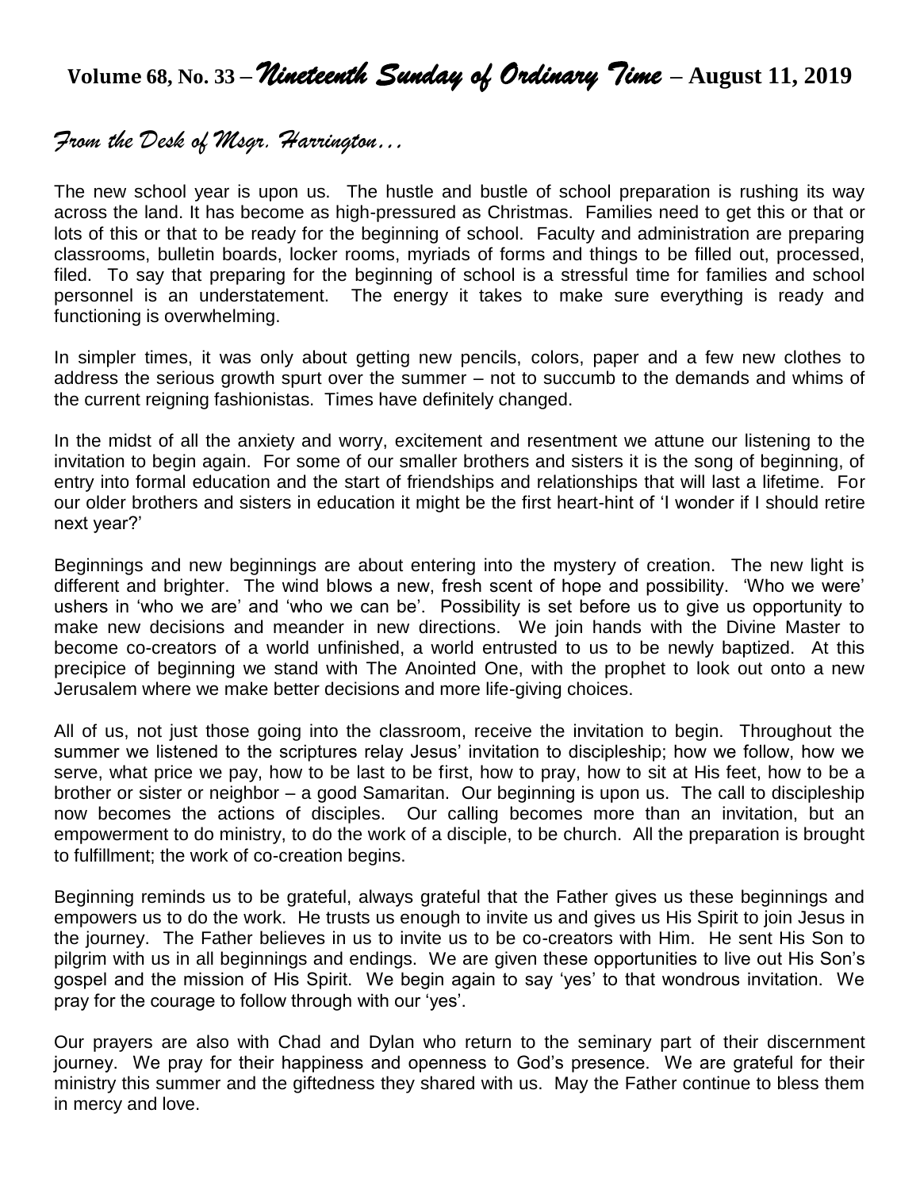# Volume 68, No. 33 – *Nineteenth Sunday of Ordinary Time* – August 11, 2019

## *From the Desk of Msgr. Harrington…*

The new school year is upon us. The hustle and bustle of school preparation is rushing its way across the land. It has become as high-pressured as Christmas. Families need to get this or that or lots of this or that to be ready for the beginning of school. Faculty and administration are preparing classrooms, bulletin boards, locker rooms, myriads of forms and things to be filled out, processed, filed. To say that preparing for the beginning of school is a stressful time for families and school personnel is an understatement. The energy it takes to make sure everything is ready and functioning is overwhelming.

In simpler times, it was only about getting new pencils, colors, paper and a few new clothes to address the serious growth spurt over the summer – not to succumb to the demands and whims of the current reigning fashionistas. Times have definitely changed.

In the midst of all the anxiety and worry, excitement and resentment we attune our listening to the invitation to begin again. For some of our smaller brothers and sisters it is the song of beginning, of entry into formal education and the start of friendships and relationships that will last a lifetime. For our older brothers and sisters in education it might be the first heart-hint of 'I wonder if I should retire next year?'

Beginnings and new beginnings are about entering into the mystery of creation. The new light is different and brighter. The wind blows a new, fresh scent of hope and possibility. 'Who we were' ushers in 'who we are' and 'who we can be'. Possibility is set before us to give us opportunity to make new decisions and meander in new directions. We join hands with the Divine Master to become co-creators of a world unfinished, a world entrusted to us to be newly baptized. At this precipice of beginning we stand with The Anointed One, with the prophet to look out onto a new Jerusalem where we make better decisions and more life-giving choices.

All of us, not just those going into the classroom, receive the invitation to begin. Throughout the summer we listened to the scriptures relay Jesus' invitation to discipleship; how we follow, how we serve, what price we pay, how to be last to be first, how to pray, how to sit at His feet, how to be a brother or sister or neighbor – a good Samaritan. Our beginning is upon us. The call to discipleship now becomes the actions of disciples. Our calling becomes more than an invitation, but an empowerment to do ministry, to do the work of a disciple, to be church. All the preparation is brought to fulfillment; the work of co-creation begins.

Beginning reminds us to be grateful, always grateful that the Father gives us these beginnings and empowers us to do the work. He trusts us enough to invite us and gives us His Spirit to join Jesus in the journey. The Father believes in us to invite us to be co-creators with Him. He sent His Son to pilgrim with us in all beginnings and endings. We are given these opportunities to live out His Son's gospel and the mission of His Spirit. We begin again to say 'yes' to that wondrous invitation. We pray for the courage to follow through with our 'yes'.

Our prayers are also with Chad and Dylan who return to the seminary part of their discernment journey. We pray for their happiness and openness to God's presence. We are grateful for their ministry this summer and the giftedness they shared with us. May the Father continue to bless them in mercy and love.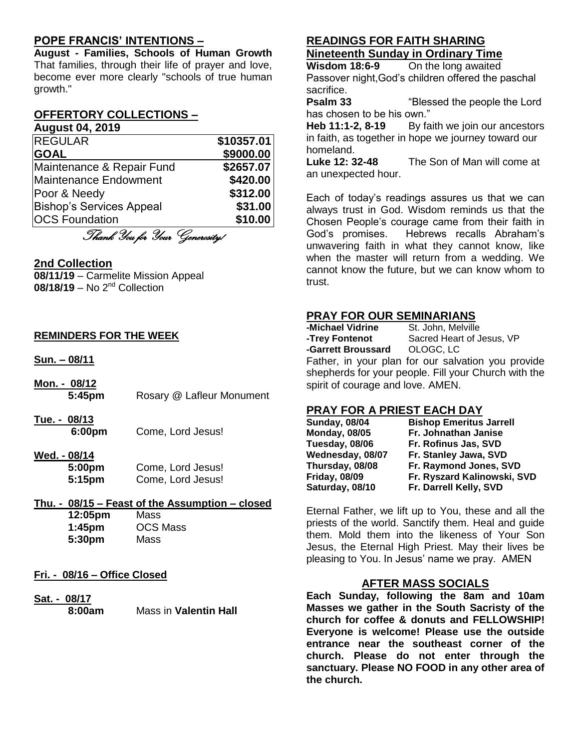## POPE FRANCIS' INTENTIONS –

**August - Families, Schools of Human Growth** That families, through their life of prayer and love, become ever more clearly "schools of true human growth."

## OFFERTORY COLLECTIONS –

**August 04, 2019**

| | |
|---|---|
| REGULAR | $10357.01 |
| **GOAL** | $9000.00 |
| Maintenance & Repair Fund | $2657.07 |
| Maintenance Endowment | $420.00 |
| Poor & Needy | $312.00 |
| Bishop's Services Appeal | $31.00 |
| OCS Foundation | $10.00 |

*Thank You for Your Generosity!*

## 2nd Collection

**08/11/19** – Carmelite Mission Appeal
**08/18/19** – No 2nd Collection

### REMINDERS FOR THE WEEK

**Sun. – 08/11**

**Mon. - 08/12**
**5:45pm** Rosary @ Lafleur Monument

**Tue. - 08/13**
**6:00pm** Come, Lord Jesus!

**Wed. - 08/14**
**5:00pm** Come, Lord Jesus!
**5:15pm** Come, Lord Jesus!

**Thu. - 08/15 – Feast of the Assumption – closed**
**12:05pm** Mass
**1:45pm** OCS Mass
**5:30pm** Mass

**Fri. - 08/16 – Office Closed**

**Sat. - 08/17**
**8:00am** Mass in **Valentin Hall**

## READINGS FOR FAITH SHARING

**Nineteenth Sunday in Ordinary Time**

**Wisdom 18:6-9** On the long awaited Passover night,God's children offered the paschal sacrifice.

**Psalm 33** "Blessed the people the Lord has chosen to be his own."

**Heb 11:1-2, 8-19** By faith we join our ancestors in faith, as together in hope we journey toward our homeland.

**Luke 12: 32-48** The Son of Man will come at an unexpected hour.

Each of today's readings assures us that we can always trust in God. Wisdom reminds us that the Chosen People's courage came from their faith in God's promises. Hebrews recalls Abraham's unwavering faith in what they cannot know, like when the master will return from a wedding. We cannot know the future, but we can know whom to trust.

## PRAY FOR OUR SEMINARIANS

**-Michael Vidrine** St. John, Melville
**-Trey Fontenot** Sacred Heart of Jesus, VP
**-Garrett Broussard** OLOGC, LC

Father, in your plan for our salvation you provide shepherds for your people. Fill your Church with the spirit of courage and love. AMEN.

## PRAY FOR A PRIEST EACH DAY

| | |
|---|---|
| **Sunday, 08/04** | **Bishop Emeritus Jarrell** |
| **Monday, 08/05** | **Fr. Johnathan Janise** |
| **Tuesday, 08/06** | **Fr. Rofinus Jas, SVD** |
| **Wednesday, 08/07** | **Fr. Stanley Jawa, SVD** |
| **Thursday, 08/08** | **Fr. Raymond Jones, SVD** |
| **Friday, 08/09** | **Fr. Ryszard Kalinowski, SVD** |
| **Saturday, 08/10** | **Fr. Darrell Kelly, SVD** |

Eternal Father, we lift up to You, these and all the priests of the world. Sanctify them. Heal and guide them. Mold them into the likeness of Your Son Jesus, the Eternal High Priest. May their lives be pleasing to You. In Jesus' name we pray. AMEN

## AFTER MASS SOCIALS

**Each Sunday, following the 8am and 10am Masses we gather in the South Sacristy of the church for coffee & donuts and FELLOWSHIP! Everyone is welcome! Please use the outside entrance near the southeast corner of the church. Please do not enter through the sanctuary. Please NO FOOD in any other area of the church.**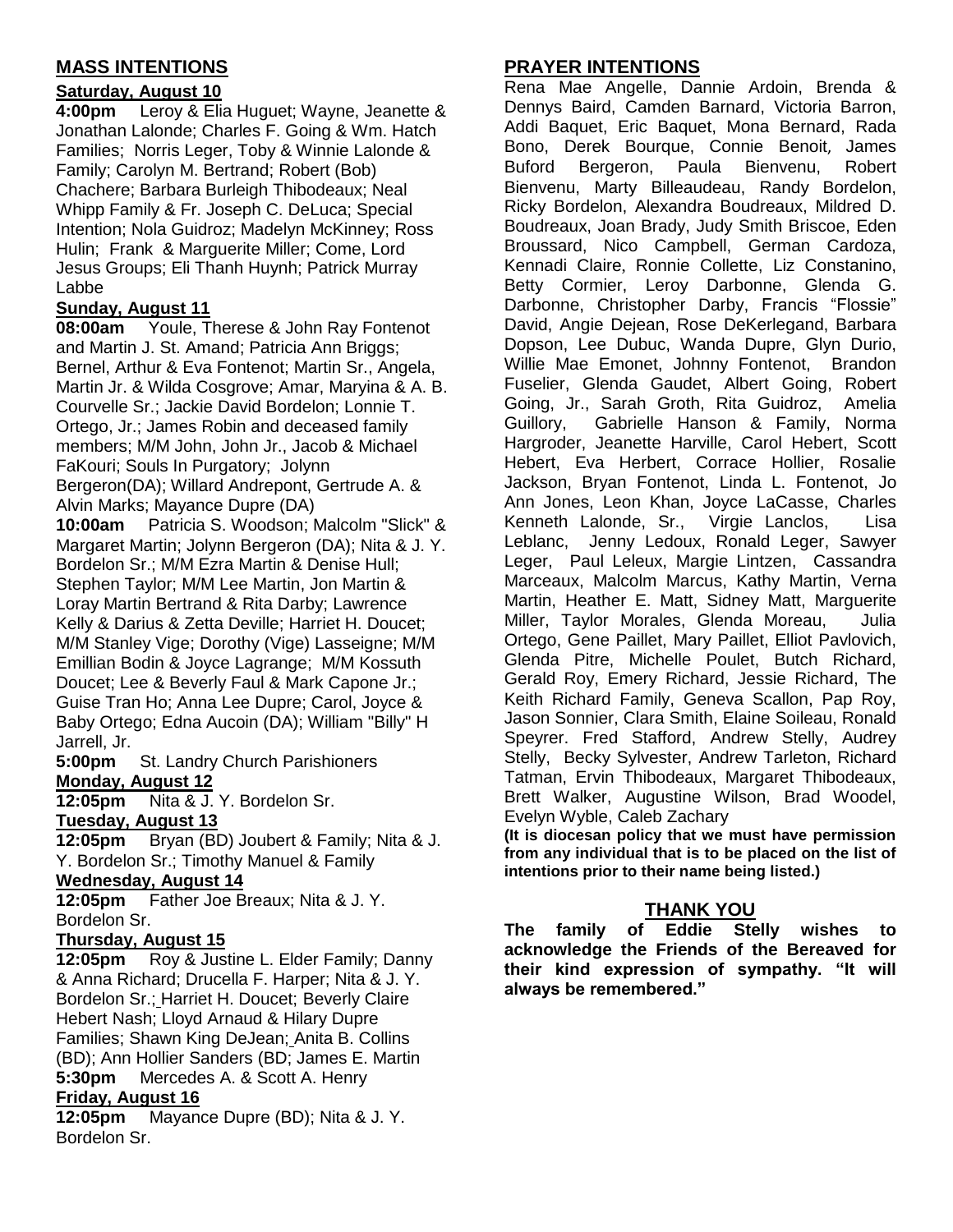## MASS INTENTIONS

**Saturday, August 10**

**4:00pm** Leroy & Elia Huguet; Wayne, Jeanette & Jonathan Lalonde; Charles F. Going & Wm. Hatch Families; Norris Leger, Toby & Winnie Lalonde & Family; Carolyn M. Bertrand; Robert (Bob) Chachere; Barbara Burleigh Thibodeaux; Neal Whipp Family & Fr. Joseph C. DeLuca; Special Intention; Nola Guidroz; Madelyn McKinney; Ross Hulin; Frank & Marguerite Miller; Come, Lord Jesus Groups; Eli Thanh Huynh; Patrick Murray Labbe

**Sunday, August 11**

**08:00am** Youle, Therese & John Ray Fontenot and Martin J. St. Amand; Patricia Ann Briggs; Bernel, Arthur & Eva Fontenot; Martin Sr., Angela, Martin Jr. & Wilda Cosgrove; Amar, Maryina & A. B. Courvelle Sr.; Jackie David Bordelon; Lonnie T. Ortego, Jr.; James Robin and deceased family members; M/M John, John Jr., Jacob & Michael FaKouri; Souls In Purgatory; Jolynn Bergeron(DA); Willard Andrepont, Gertrude A. & Alvin Marks; Mayance Dupre (DA)

**10:00am** Patricia S. Woodson; Malcolm "Slick" & Margaret Martin; Jolynn Bergeron (DA); Nita & J. Y. Bordelon Sr.; M/M Ezra Martin & Denise Hull; Stephen Taylor; M/M Lee Martin, Jon Martin & Loray Martin Bertrand & Rita Darby; Lawrence Kelly & Darius & Zetta Deville; Harriet H. Doucet; M/M Stanley Vige; Dorothy (Vige) Lasseigne; M/M Emillian Bodin & Joyce Lagrange; M/M Kossuth Doucet; Lee & Beverly Faul & Mark Capone Jr.; Guise Tran Ho; Anna Lee Dupre; Carol, Joyce & Baby Ortego; Edna Aucoin (DA); William "Billy" H Jarrell, Jr.

**5:00pm** St. Landry Church Parishioners

**Monday, August 12**

**12:05pm** Nita & J. Y. Bordelon Sr.

**Tuesday, August 13**

**12:05pm** Bryan (BD) Joubert & Family; Nita & J. Y. Bordelon Sr.; Timothy Manuel & Family

**Wednesday, August 14**

**12:05pm** Father Joe Breaux; Nita & J. Y. Bordelon Sr.

**Thursday, August 15**

**12:05pm** Roy & Justine L. Elder Family; Danny & Anna Richard; Drucella F. Harper; Nita & J. Y. Bordelon Sr.; Harriet H. Doucet; Beverly Claire Hebert Nash; Lloyd Arnaud & Hilary Dupre Families; Shawn King DeJean; Anita B. Collins (BD); Ann Hollier Sanders (BD; James E. Martin

**5:30pm** Mercedes A. & Scott A. Henry

**Friday, August 16**

**12:05pm** Mayance Dupre (BD); Nita & J. Y. Bordelon Sr.

## PRAYER INTENTIONS

Rena Mae Angelle, Dannie Ardoin, Brenda & Dennys Baird, Camden Barnard, Victoria Barron, Addi Baquet, Eric Baquet, Mona Bernard, Rada Bono, Derek Bourque, Connie Benoit, James Buford Bergeron, Paula Bienvenu, Robert Bienvenu, Marty Billeaudeau, Randy Bordelon, Ricky Bordelon, Alexandra Boudreaux, Mildred D. Boudreaux, Joan Brady, Judy Smith Briscoe, Eden Broussard, Nico Campbell, German Cardoza, Kennadi Claire, Ronnie Collette, Liz Constanino, Betty Cormier, Leroy Darbonne, Glenda G. Darbonne, Christopher Darby, Francis "Flossie" David, Angie Dejean, Rose DeKerlegand, Barbara Dopson, Lee Dubuc, Wanda Dupre, Glyn Durio, Willie Mae Emonet, Johnny Fontenot, Brandon Fuselier, Glenda Gaudet, Albert Going, Robert Going, Jr., Sarah Groth, Rita Guidroz, Amelia Guillory, Gabrielle Hanson & Family, Norma Hargroder, Jeanette Harville, Carol Hebert, Scott Hebert, Eva Herbert, Corrace Hollier, Rosalie Jackson, Bryan Fontenot, Linda L. Fontenot, Jo Ann Jones, Leon Khan, Joyce LaCasse, Charles Kenneth Lalonde, Sr., Virgie Lanclos, Lisa Leblanc, Jenny Ledoux, Ronald Leger, Sawyer Leger, Paul Leleux, Margie Lintzen, Cassandra Marceaux, Malcolm Marcus, Kathy Martin, Verna Martin, Heather E. Matt, Sidney Matt, Marguerite Miller, Taylor Morales, Glenda Moreau, Julia Ortego, Gene Paillet, Mary Paillet, Elliot Pavlovich, Glenda Pitre, Michelle Poulet, Butch Richard, Gerald Roy, Emery Richard, Jessie Richard, The Keith Richard Family, Geneva Scallon, Pap Roy, Jason Sonnier, Clara Smith, Elaine Soileau, Ronald Speyrer. Fred Stafford, Andrew Stelly, Audrey Stelly, Becky Sylvester, Andrew Tarleton, Richard Tatman, Ervin Thibodeaux, Margaret Thibodeaux, Brett Walker, Augustine Wilson, Brad Woodel, Evelyn Wyble, Caleb Zachary

**(It is diocesan policy that we must have permission from any individual that is to be placed on the list of intentions prior to their name being listed.)**

## THANK YOU

**The family of Eddie Stelly wishes to acknowledge the Friends of the Bereaved for their kind expression of sympathy. "It will always be remembered."**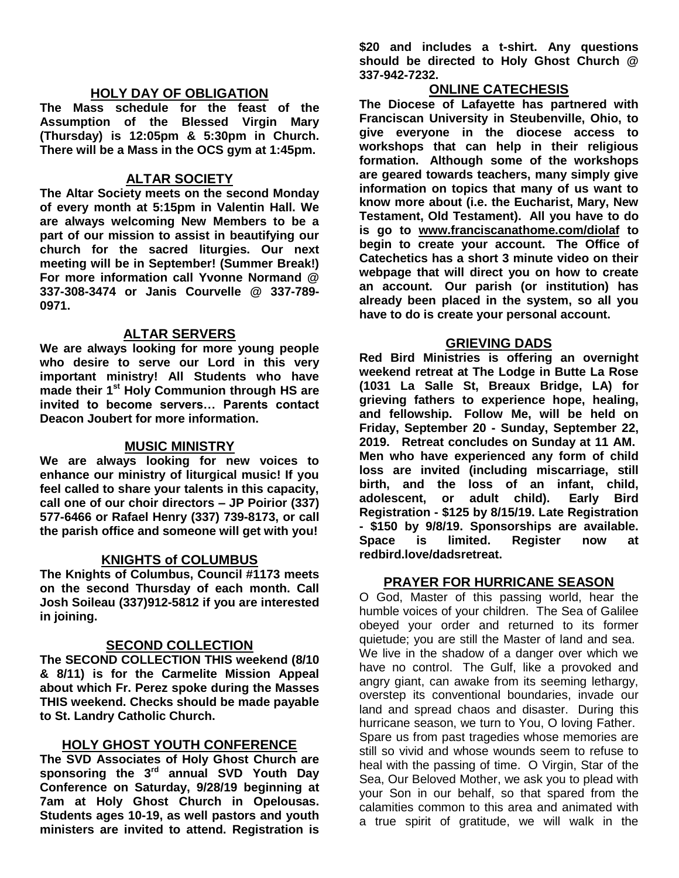## HOLY DAY OF OBLIGATION

**The Mass schedule for the feast of the Assumption of the Blessed Virgin Mary (Thursday) is 12:05pm & 5:30pm in Church. There will be a Mass in the OCS gym at 1:45pm.**

## ALTAR SOCIETY

**The Altar Society meets on the second Monday of every month at 5:15pm in Valentin Hall. We are always welcoming New Members to be a part of our mission to assist in beautifying our church for the sacred liturgies. Our next meeting will be in September! (Summer Break!) For more information call Yvonne Normand @ 337-308-3474 or Janis Courvelle @ 337-789-0971.**

## ALTAR SERVERS

**We are always looking for more young people who desire to serve our Lord in this very important ministry! All Students who have made their 1st Holy Communion through HS are invited to become servers… Parents contact Deacon Joubert for more information.**

## MUSIC MINISTRY

**We are always looking for new voices to enhance our ministry of liturgical music! If you feel called to share your talents in this capacity, call one of our choir directors – JP Poirior (337) 577-6466 or Rafael Henry (337) 739-8173, or call the parish office and someone will get with you!**

## KNIGHTS of COLUMBUS

**The Knights of Columbus, Council #1173 meets on the second Thursday of each month. Call Josh Soileau (337)912-5812 if you are interested in joining.**

## SECOND COLLECTION

**The SECOND COLLECTION THIS weekend (8/10 & 8/11) is for the Carmelite Mission Appeal about which Fr. Perez spoke during the Masses THIS weekend. Checks should be made payable to St. Landry Catholic Church.**

## HOLY GHOST YOUTH CONFERENCE

**The SVD Associates of Holy Ghost Church are sponsoring the 3rd annual SVD Youth Day Conference on Saturday, 9/28/19 beginning at 7am at Holy Ghost Church in Opelousas. Students ages 10-19, as well pastors and youth ministers are invited to attend. Registration is $20 and includes a t-shirt. Any questions should be directed to Holy Ghost Church @ 337-942-7232.**

## ONLINE CATECHESIS

**The Diocese of Lafayette has partnered with Franciscan University in Steubenville, Ohio, to give everyone in the diocese access to workshops that can help in their religious formation. Although some of the workshops are geared towards teachers, many simply give information on topics that many of us want to know more about (i.e. the Eucharist, Mary, New Testament, Old Testament). All you have to do is go to www.franciscanathome.com/diolaf to begin to create your account. The Office of Catechetics has a short 3 minute video on their webpage that will direct you on how to create an account. Our parish (or institution) has already been placed in the system, so all you have to do is create your personal account.**

## GRIEVING DADS

**Red Bird Ministries is offering an overnight weekend retreat at The Lodge in Butte La Rose (1031 La Salle St, Breaux Bridge, LA) for grieving fathers to experience hope, healing, and fellowship. Follow Me, will be held on Friday, September 20 - Sunday, September 22, 2019. Retreat concludes on Sunday at 11 AM. Men who have experienced any form of child loss are invited (including miscarriage, still birth, and the loss of an infant, child, adolescent, or adult child). Early Bird Registration - $125 by 8/15/19. Late Registration - $150 by 9/8/19. Sponsorships are available. Space is limited. Register now at redbird.love/dadsretreat.**

## PRAYER FOR HURRICANE SEASON

O God, Master of this passing world, hear the humble voices of your children. The Sea of Galilee obeyed your order and returned to its former quietude; you are still the Master of land and sea. We live in the shadow of a danger over which we have no control. The Gulf, like a provoked and angry giant, can awake from its seeming lethargy, overstep its conventional boundaries, invade our land and spread chaos and disaster. During this hurricane season, we turn to You, O loving Father. Spare us from past tragedies whose memories are still so vivid and whose wounds seem to refuse to heal with the passing of time. O Virgin, Star of the Sea, Our Beloved Mother, we ask you to plead with your Son in our behalf, so that spared from the calamities common to this area and animated with a true spirit of gratitude, we will walk in the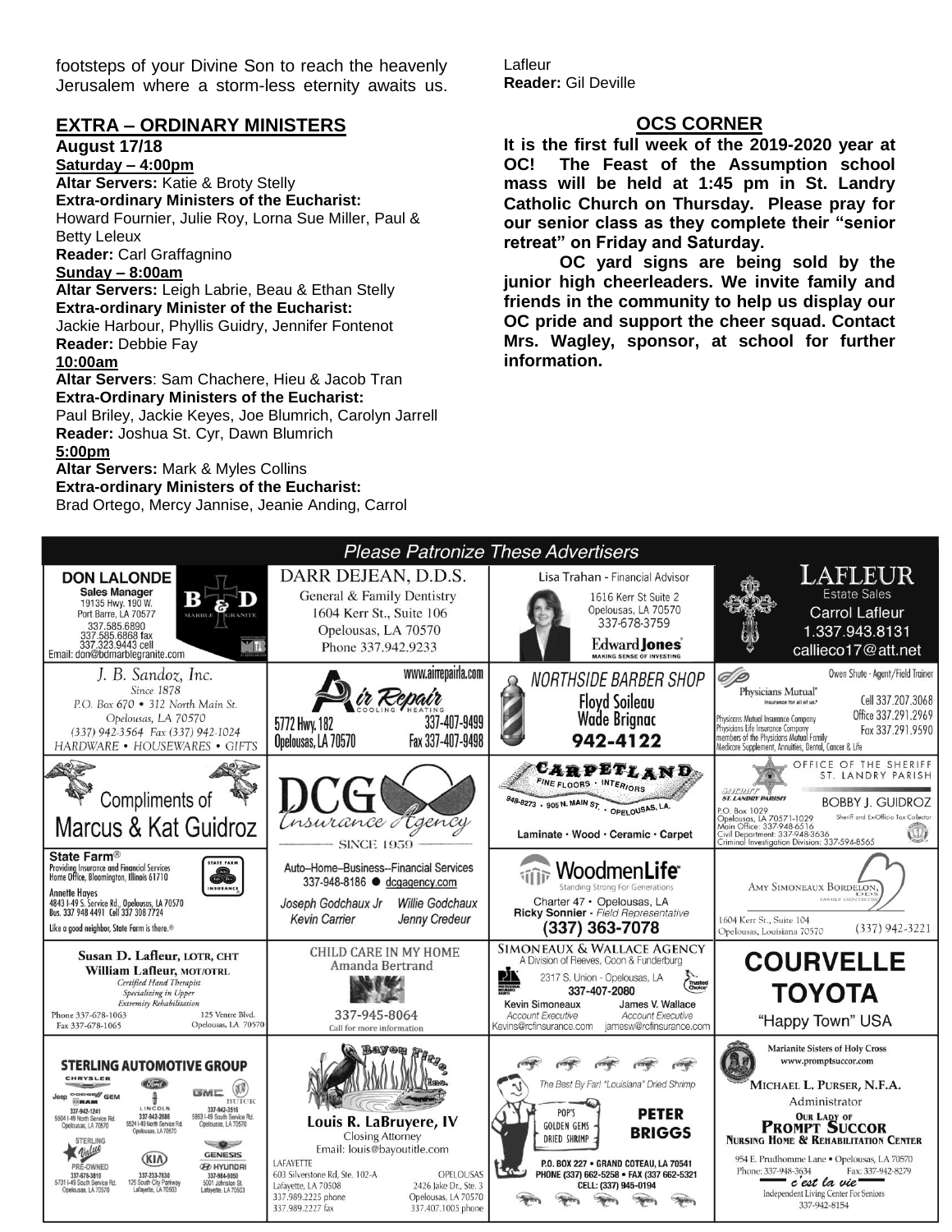footsteps of your Divine Son to reach the heavenly Jerusalem where a storm-less eternity awaits us.

## EXTRA – ORDINARY MINISTERS

**August 17/18**

**Saturday – 4:00pm**

**Altar Servers:** Katie & Broty Stelly

**Extra-ordinary Ministers of the Eucharist:**
Howard Fournier, Julie Roy, Lorna Sue Miller, Paul & Betty Leleux

**Reader:** Carl Graffagnino

**Sunday – 8:00am**

**Altar Servers:** Leigh Labrie, Beau & Ethan Stelly

**Extra-ordinary Minister of the Eucharist:**
Jackie Harbour, Phyllis Guidry, Jennifer Fontenot

**Reader:** Debbie Fay

**10:00am**

**Altar Servers**: Sam Chachere, Hieu & Jacob Tran

**Extra-Ordinary Ministers of the Eucharist:**
Paul Briley, Jackie Keyes, Joe Blumrich, Carolyn Jarrell

**Reader:** Joshua St. Cyr, Dawn Blumrich

**5:00pm**

**Altar Servers:** Mark & Myles Collins

**Extra-ordinary Ministers of the Eucharist:**
Brad Ortego, Mercy Jannise, Jeanie Anding, Carrol Lafleur

**Reader:** Gil Deville

## OCS CORNER

**It is the first full week of the 2019-2020 year at OC! The Feast of the Assumption school mass will be held at 1:45 pm in St. Landry Catholic Church on Thursday. Please pray for our senior class as they complete their "senior retreat" on Friday and Saturday.**

**OC yard signs are being sold by the junior high cheerleaders. We invite family and friends in the community to help us display our OC pride and support the cheer squad. Contact Mrs. Wagley, sponsor, at school for further information.**

## Please Patronize These Advertisers

**DON LALONDE**
Sales Manager
19135 Hwy. 190 W.
Port Barre, LA 70577
337.585.6890
337.585.6868 fax
337.323.9443 cell
Email: don@bdmarblegranite.com
B & D Marble Granite

DARR DEJEAN, D.D.S.
General & Family Dentistry
1604 Kerr St., Suite 106
Opelousas, LA 70570
Phone 337.942.9233

Lisa Trahan - Financial Advisor
1616 Kerr St Suite 2
Opelousas, LA 70570
337-678-3759
Edward Jones — MAKING SENSE OF INVESTING

LAFLEUR
Estate Sales
Carrol Lafleur
1.337.943.8131
callieco17@att.net

J. B. Sandoz, Inc.
Since 1878
P.O. Box 670 • 312 North Main St.
Opelousas, LA 70570
(337) 942-3564 Fax (337) 942-1024
HARDWARE • HOUSEWARES • GIFTS

www.airrepairla.com
Air Repair — Cooling • Heating
5772 Hwy. 182
Opelousas, LA 70570
337-407-9499
Fax 337-407-9498

NORTHSIDE BARBER SHOP
Floyd Soileau
Wade Brignac
942-4122

Owen Shute - Agent/Field Trainer
Physicians Mutual — Insurance for all of us.
Cell 337.207.3068
Office 337.291.2969
Fax 337.291.9590
Physicians Mutual Insurance Company
Physicians Life Insurance Company
members of the Physicians Mutual Family
Medicare Supplement, Annuities, Dental, Cancer & Life

Compliments of
Marcus & Kat Guidroz

DCG Insurance Agency
SINCE 1959

CARPETLAND
FINE FLOORS • INTERIORS
948-8273 • 905 N. MAIN ST. • OPELOUSAS, LA.
Laminate • Wood • Ceramic • Carpet

OFFICE OF THE SHERIFF
ST. LANDRY PARISH
BOBBY J. GUIDROZ
Sheriff and Ex-Officio Tax Collector
P.O. Box 1029
Opelousas, LA 70571-1029
Main Office: 337-948-6516
Civil Department: 337-948-3636
Criminal Investigation Division: 337-594-8565

State Farm®
Providing Insurance and Financial Services
Home Office, Bloomington, Illinois 61710
Annette Hayes
4843 I-49 S. Service Rd., Opelousas, LA 70570
Bus. 337 948 4491 Cell 337 308 7724
Like a good neighbor, State Farm is there.®

Auto–Home–Business--Financial Services
337-948-8186 ● dcgagency.com
Joseph Godchaux Jr — Willie Godchaux
Kevin Carrier — Jenny Credeur

WoodmenLife
Standing Strong For Generations
Charter 47 • Opelousas, LA
Ricky Sonnier - Field Representative
(337) 363-7078

AMY SIMONEAUX BORDELON, DDS
FAMILY DENTISTRY
1604 Kerr St., Suite 104
Opelousas, Louisiana 70570
(337) 942-3221

Susan D. Lafleur, LOTR, CHT
William Lafleur, MOT/OTRL
Certified Hand Therapist
Specializing in Upper Extremity Rehabilitation
Phone 337-678-1063
Fax 337-678-1065
125 Ventre Blvd.
Opelousas, LA 70570

CHILD CARE IN MY HOME
Amanda Bertrand
337-945-8064
Call for more information

SIMONEAUX & WALLACE AGENCY
A Division of Reeves, Coon & Funderburg
2317 S. Union - Opelousas, LA
337-407-2080
Kevin Simoneaux — Account Executive — Kevins@rcfinsurance.com
James V. Wallace — Account Executive — jamesw@rcfinsurance.com

COURVELLE TOYOTA
"Happy Town" USA

STERLING AUTOMOTIVE GROUP
Chrysler, Jeep, Dodge, Ram — 337-942-1241 — 5504 I-49 North Service Rd. Opelousas, LA 70570
Ford, Lincoln — 337-942-2686 — 5524 I-49 North Service Rd. Opelousas, LA 70570
GMC, Buick — 337-942-3516 — 5853 I-49 South Service Rd. Opelousas, LA 70570
Sterling Value Pre-Owned — 337-678-3810 — 5731 I-49 South Service Rd. Opelousas, LA 70570
Kia — 337-233-7630 — 125 South City Parkway Lafayette, LA 70503
Genesis, Hyundai — 337-984-9050 — 5001 Johnston St. Lafayette, LA 70503

Bayou Title, Inc.
Louis R. LaBruyere, IV
Closing Attorney
Email: louis@bayoutitle.com
LAFAYETTE
603 Silverstone Rd, Ste. 102-A
Lafayette, LA 70508
337.989.2225 phone
337.989.2227 fax
OPELOUSAS
2426 Jake Dr., Ste. 3
Opelousas, LA 70570
337.407.1005 phone

The Best By Far! "Louisiana" Dried Shrimp
POP'S GOLDEN GEMS DRIED SHRIMP
PETER BRIGGS
P.O. BOX 227 • GRAND COTEAU, LA 70541
PHONE (337) 662-5258 • FAX (337 662-5321
CELL: (337) 945-0194

Marianite Sisters of Holy Cross
www.promptsuccor.com
MICHAEL L. PURSER, N.F.A.
Administrator
OUR LADY OF PROMPT SUCCOR
NURSING HOME & REHABILITATION CENTER
954 E. Prudhomme Lane • Opelousas, LA 70570
Phone: 337-948-3634 Fax: 337-942-8279
c'est la vie
Independent Living Center For Seniors
337-942-8154